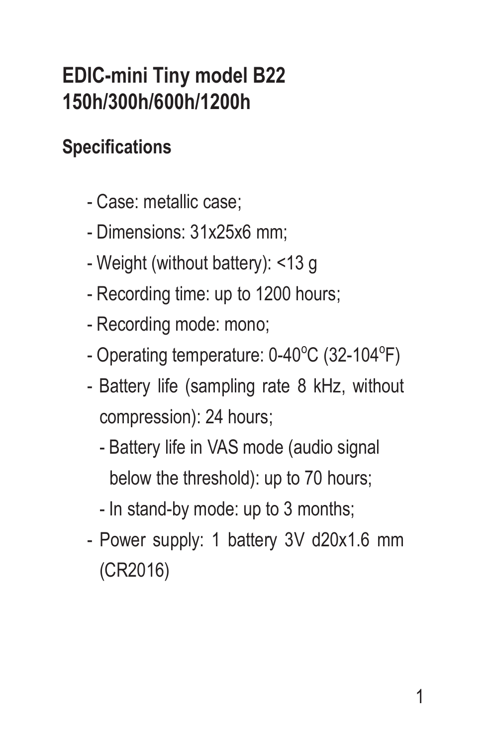# EDIC-mini Tiny model B22 150h/300h/600h/1200h

## Specifications

- Case: metallic case;
- Dimensions: 31x25x6 mm;
- Weight (without battery): <13 g
- Recording time: up to 1200 hours;
- Recording mode: mono;
- Operating temperature: 0-40°C (32-104°F)
- Battery life (sampling rate 8 kHz, without compression): 24 hours;
  - Battery life in VAS mode (audio signal below the threshold): up to 70 hours;
  - In stand-by mode: up to 3 months;
- Power supply: 1 battery 3V d20x1.6 mm (CR2016)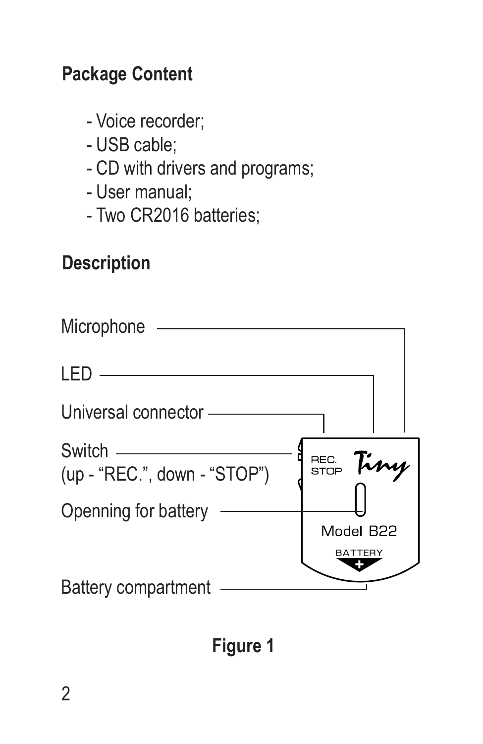## Package Content

- Voice recorder;
- USB cable;
- CD with drivers and programs;
- User manual;
- Two CR2016 batteries;

## Description

Microphone

LED

Universal connector

Switch
(up - “REC.”, down - “STOP”)

Openning for battery

Battery compartment

REC.
STOP

Tiny

Model B22

BATTERY

**Figure 1**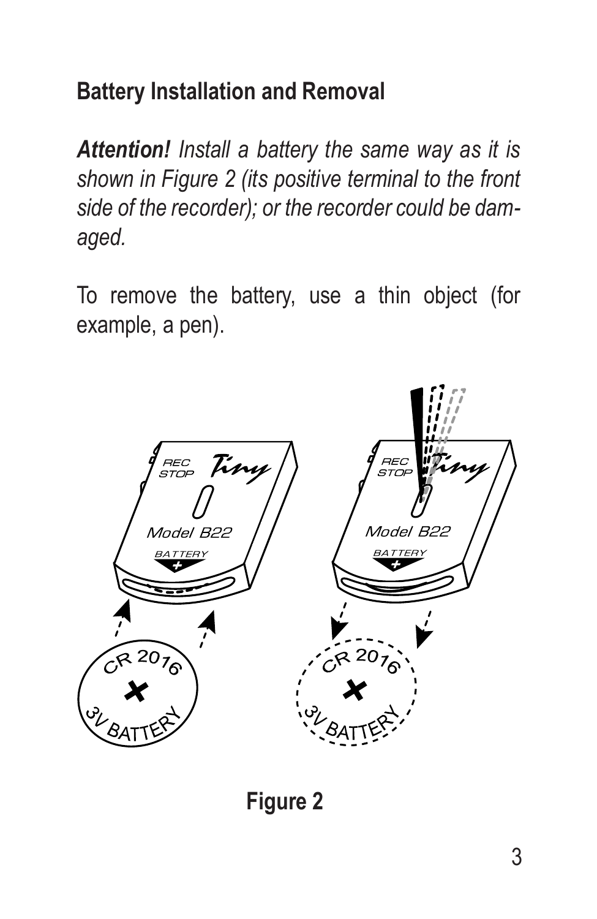## Battery Installation and Removal

***Attention!*** *Install a battery the same way as it is shown in Figure 2 (its positive terminal to the front side of the recorder); or the recorder could be damaged.*

To remove the battery, use a thin object (for example, a pen).

REC
STOP
Tiny
Model B22
BATTERY
+
CR 2016
+
3V BATTERY

REC
STOP
Tiny
Model B22
BATTERY
+
CR 2016
+
3V BATTERY

**Figure 2**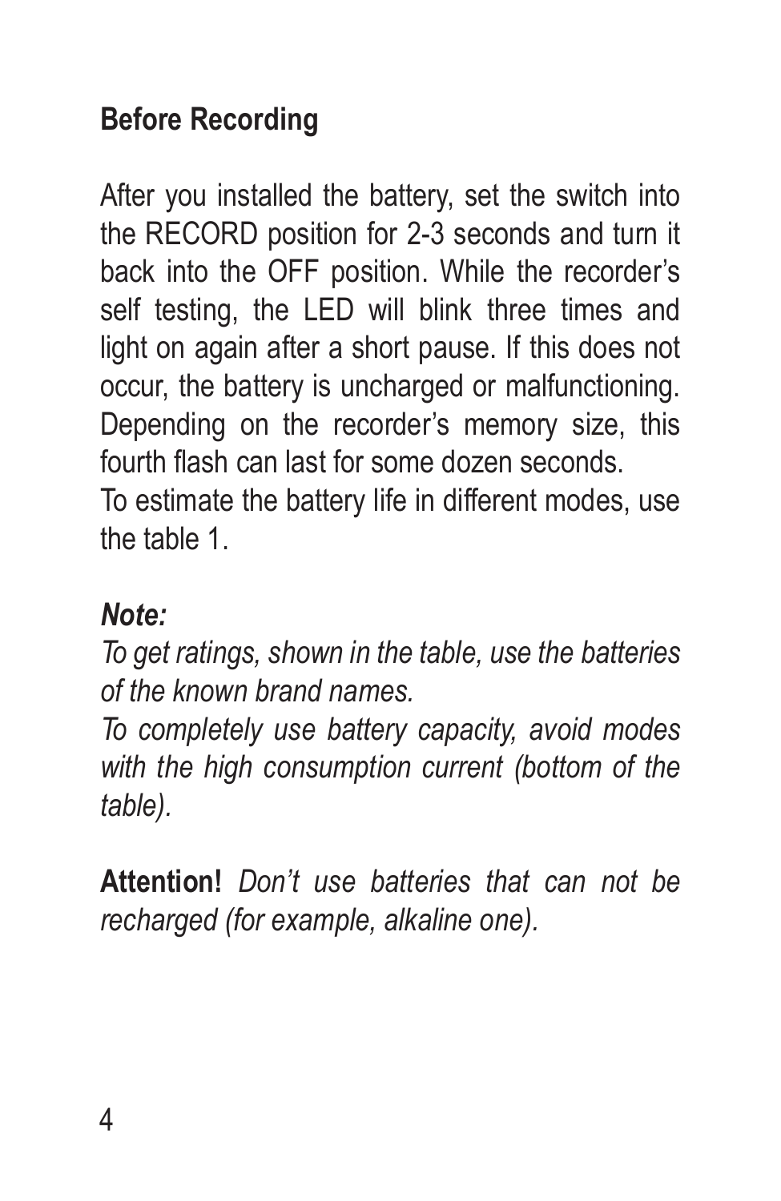## Before Recording

After you installed the battery, set the switch into the RECORD position for 2-3 seconds and turn it back into the OFF position. While the recorder's self testing, the LED will blink three times and light on again after a short pause. If this does not occur, the battery is uncharged or malfunctioning. Depending on the recorder's memory size, this fourth flash can last for some dozen seconds.
To estimate the battery life in different modes, use the table 1.

***Note:***
*To get ratings, shown in the table, use the batteries of the known brand names.*
*To completely use battery capacity, avoid modes with the high consumption current (bottom of the table).*

**Attention!** *Don't use batteries that can not be recharged (for example, alkaline one).*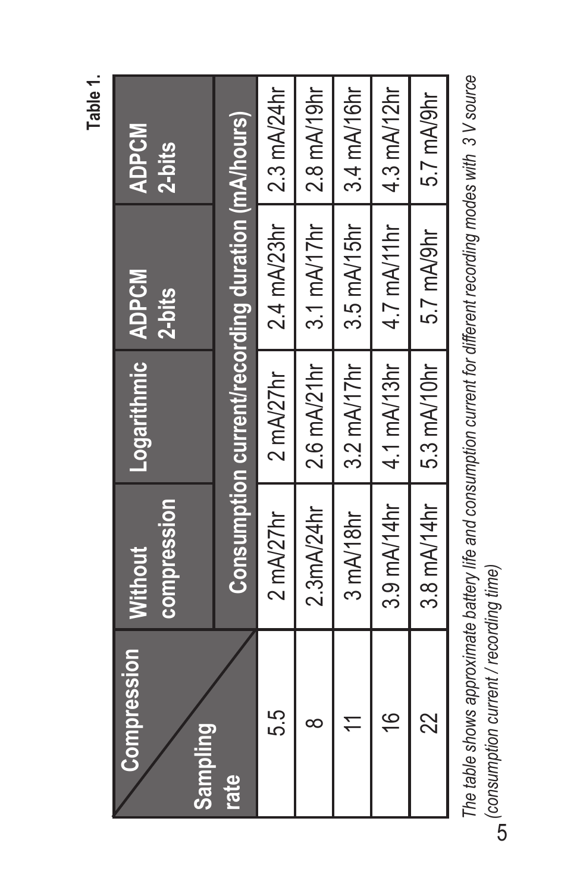**Table 1.**

| Compression / Sampling rate | Without compression | Logarithmic | ADPCM 2-bits | ADPCM 2-bits |
|---|---|---|---|---|
| | Consumption current/recording duration (mA/hours) | | | |
| 5.5 | 2 mA/27hr | 2 mA/27hr | 2.4 mA/23hr | 2.3 mA/24hr |
| 8 | 2.3mA/24hr | 2.6 mA/21hr | 3.1 mA/17hr | 2.8 mA/19hr |
| 11 | 3 mA/18hr | 3.2 mA/17hr | 3.5 mA/15hr | 3.4 mA/16hr |
| 16 | 3.9 mA/14hr | 4.1 mA/13hr | 4.7 mA/11hr | 4.3 mA/12hr |
| 22 | 3.8 mA/14hr | 5.3 mA/10hr | 5.7 mA/9hr | 5.7 mA/9hr |

*The table shows approximate battery life and consumption current for different recording modes with 3 V source (consumption current / recording time)*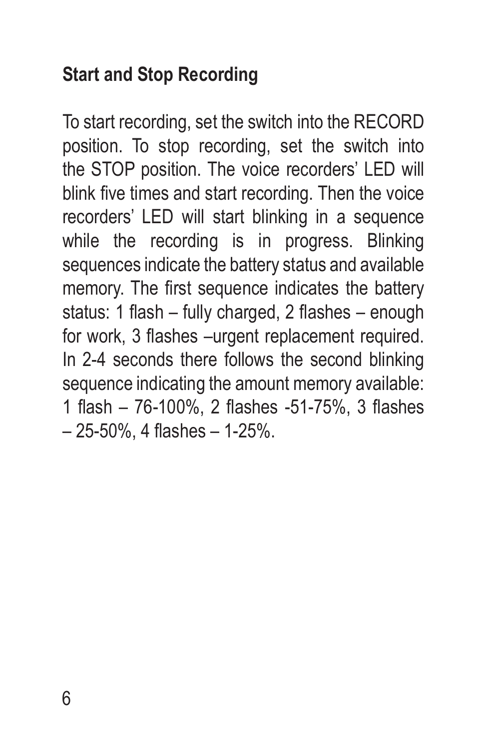**Start and Stop Recording**

To start recording, set the switch into the RECORD position. To stop recording, set the switch into the STOP position. The voice recorders' LED will blink five times and start recording. Then the voice recorders' LED will start blinking in a sequence while the recording is in progress. Blinking sequences indicate the battery status and available memory. The first sequence indicates the battery status: 1 flash – fully charged, 2 flashes – enough for work, 3 flashes –urgent replacement required. In 2-4 seconds there follows the second blinking sequence indicating the amount memory available: 1 flash – 76-100%, 2 flashes -51-75%, 3 flashes – 25-50%, 4 flashes – 1-25%.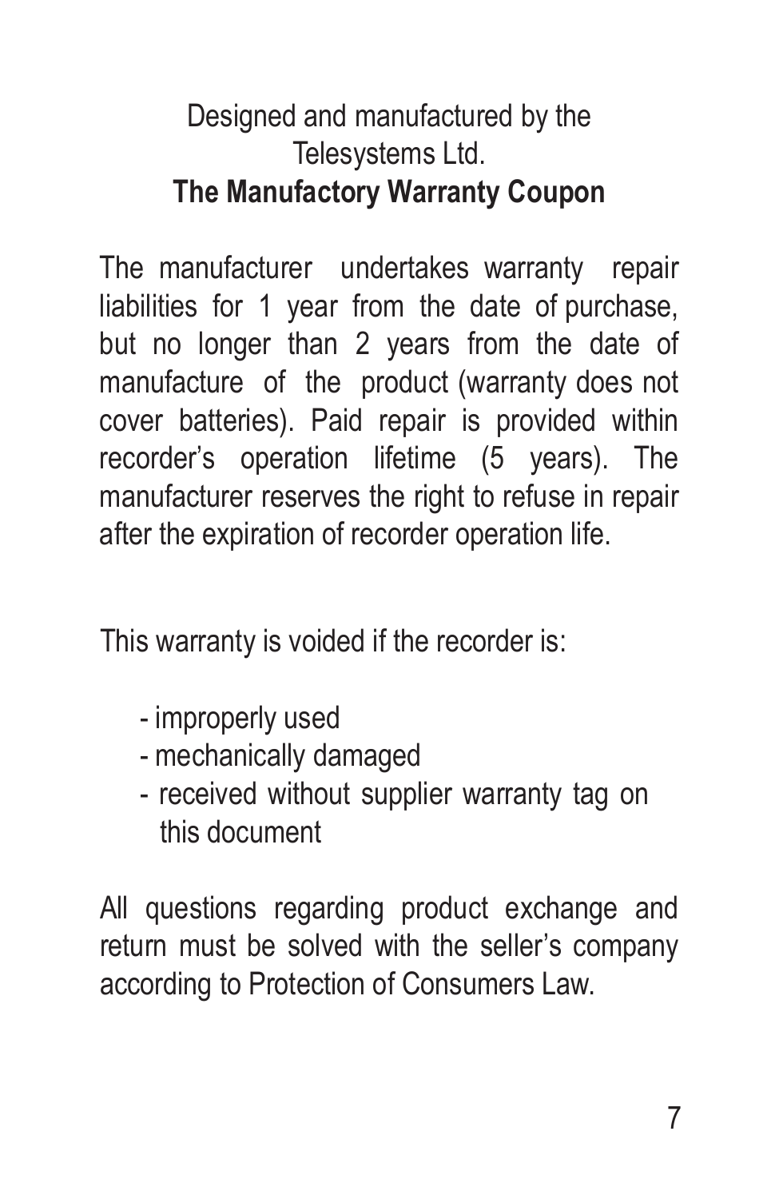Designed and manufactured by the Telesystems Ltd.

**The Manufactory Warranty Coupon**

The manufacturer undertakes warranty repair liabilities for 1 year from the date of purchase, but no longer than 2 years from the date of manufacture of the product (warranty does not cover batteries). Paid repair is provided within recorder's operation lifetime (5 years). The manufacturer reserves the right to refuse in repair after the expiration of recorder operation life.

This warranty is voided if the recorder is:

- improperly used
- mechanically damaged
- received without supplier warranty tag on this document

All questions regarding product exchange and return must be solved with the seller's company according to Protection of Consumers Law.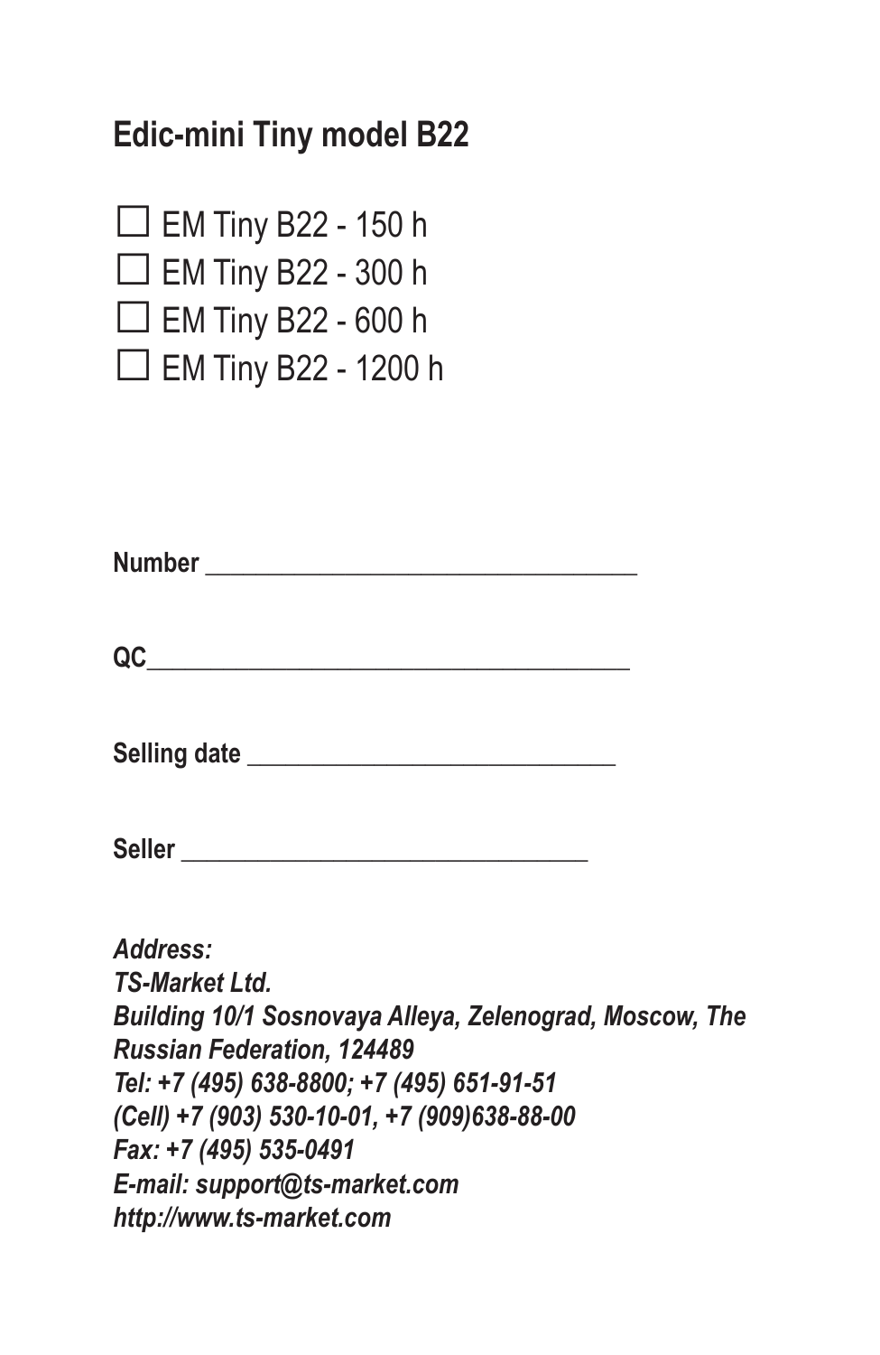## Edic-mini Tiny model B22

- ☐ EM Tiny B22 - 150 h
- ☐ EM Tiny B22 - 300 h
- ☐ EM Tiny B22 - 600 h
- ☐ EM Tiny B22 - 1200 h

**Number** ___________________________________

**QC**_______________________________________

**Selling date** ______________________________

**Seller** __________________________________

*Address:*
*TS-Market Ltd.*
*Building 10/1 Sosnovaya Alleya, Zelenograd, Moscow, The Russian Federation, 124489*
*Tel: +7 (495) 638-8800; +7 (495) 651-91-51*
*(Cell) +7 (903) 530-10-01, +7 (909)638-88-00*
*Fax: +7 (495) 535-0491*
*E-mail: support@ts-market.com*
*http://www.ts-market.com*